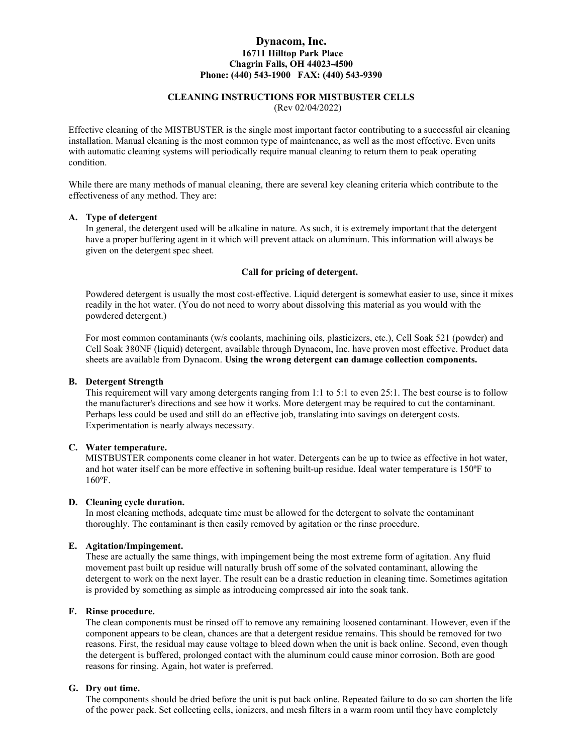# Dynacom, Inc.

**16711 Hilltop Park Place**
**Chagrin Falls, OH 44023-4500**
**Phone: (440) 543-1900 FAX: (440) 543-9390**

## CLEANING INSTRUCTIONS FOR MISTBUSTER CELLS

(Rev 02/04/2022)

Effective cleaning of the MISTBUSTER is the single most important factor contributing to a successful air cleaning installation. Manual cleaning is the most common type of maintenance, as well as the most effective. Even units with automatic cleaning systems will periodically require manual cleaning to return them to peak operating condition.

While there are many methods of manual cleaning, there are several key cleaning criteria which contribute to the effectiveness of any method. They are:

### A. Type of detergent

In general, the detergent used will be alkaline in nature. As such, it is extremely important that the detergent have a proper buffering agent in it which will prevent attack on aluminum. This information will always be given on the detergent spec sheet.

**Call for pricing of detergent.**

Powdered detergent is usually the most cost-effective. Liquid detergent is somewhat easier to use, since it mixes readily in the hot water. (You do not need to worry about dissolving this material as you would with the powdered detergent.)

For most common contaminants (w/s coolants, machining oils, plasticizers, etc.), Cell Soak 521 (powder) and Cell Soak 380NF (liquid) detergent, available through Dynacom, Inc. have proven most effective. Product data sheets are available from Dynacom. **Using the wrong detergent can damage collection components.**

### B. Detergent Strength

This requirement will vary among detergents ranging from 1:1 to 5:1 to even 25:1. The best course is to follow the manufacturer's directions and see how it works. More detergent may be required to cut the contaminant. Perhaps less could be used and still do an effective job, translating into savings on detergent costs. Experimentation is nearly always necessary.

### C. Water temperature.

MISTBUSTER components come cleaner in hot water. Detergents can be up to twice as effective in hot water, and hot water itself can be more effective in softening built-up residue. Ideal water temperature is 150ºF to 160ºF.

### D. Cleaning cycle duration.

In most cleaning methods, adequate time must be allowed for the detergent to solvate the contaminant thoroughly. The contaminant is then easily removed by agitation or the rinse procedure.

### E. Agitation/Impingement.

These are actually the same things, with impingement being the most extreme form of agitation. Any fluid movement past built up residue will naturally brush off some of the solvated contaminant, allowing the detergent to work on the next layer. The result can be a drastic reduction in cleaning time. Sometimes agitation is provided by something as simple as introducing compressed air into the soak tank.

### F. Rinse procedure.

The clean components must be rinsed off to remove any remaining loosened contaminant. However, even if the component appears to be clean, chances are that a detergent residue remains. This should be removed for two reasons. First, the residual may cause voltage to bleed down when the unit is back online. Second, even though the detergent is buffered, prolonged contact with the aluminum could cause minor corrosion. Both are good reasons for rinsing. Again, hot water is preferred.

### G. Dry out time.

The components should be dried before the unit is put back online. Repeated failure to do so can shorten the life of the power pack. Set collecting cells, ionizers, and mesh filters in a warm room until they have completely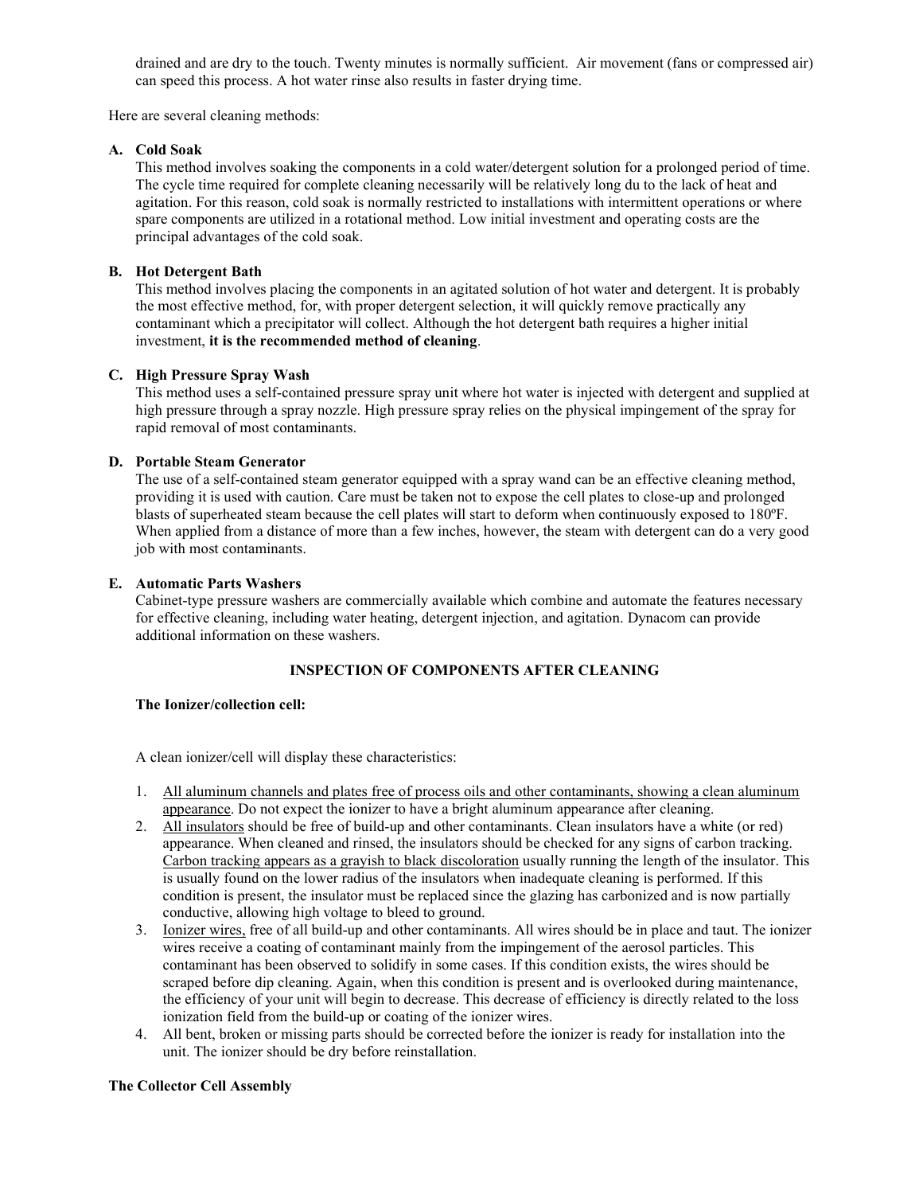drained and are dry to the touch. Twenty minutes is normally sufficient. Air movement (fans or compressed air) can speed this process. A hot water rinse also results in faster drying time.

Here are several cleaning methods:

**A. Cold Soak**

This method involves soaking the components in a cold water/detergent solution for a prolonged period of time. The cycle time required for complete cleaning necessarily will be relatively long du to the lack of heat and agitation. For this reason, cold soak is normally restricted to installations with intermittent operations or where spare components are utilized in a rotational method. Low initial investment and operating costs are the principal advantages of the cold soak.

**B. Hot Detergent Bath**

This method involves placing the components in an agitated solution of hot water and detergent. It is probably the most effective method, for, with proper detergent selection, it will quickly remove practically any contaminant which a precipitator will collect. Although the hot detergent bath requires a higher initial investment, **it is the recommended method of cleaning**.

**C. High Pressure Spray Wash**

This method uses a self-contained pressure spray unit where hot water is injected with detergent and supplied at high pressure through a spray nozzle. High pressure spray relies on the physical impingement of the spray for rapid removal of most contaminants.

**D. Portable Steam Generator**

The use of a self-contained steam generator equipped with a spray wand can be an effective cleaning method, providing it is used with caution. Care must be taken not to expose the cell plates to close-up and prolonged blasts of superheated steam because the cell plates will start to deform when continuously exposed to 180ºF. When applied from a distance of more than a few inches, however, the steam with detergent can do a very good job with most contaminants.

**E. Automatic Parts Washers**

Cabinet-type pressure washers are commercially available which combine and automate the features necessary for effective cleaning, including water heating, detergent injection, and agitation. Dynacom can provide additional information on these washers.

## INSPECTION OF COMPONENTS AFTER CLEANING

**The Ionizer/collection cell:**

A clean ionizer/cell will display these characteristics:

1. <u>All aluminum channels and plates free of process oils and other contaminants, showing a clean aluminum appearance</u>. Do not expect the ionizer to have a bright aluminum appearance after cleaning.
2. <u>All insulators</u> should be free of build-up and other contaminants. Clean insulators have a white (or red) appearance. When cleaned and rinsed, the insulators should be checked for any signs of carbon tracking. <u>Carbon tracking appears as a grayish to black discoloration</u> usually running the length of the insulator. This is usually found on the lower radius of the insulators when inadequate cleaning is performed. If this condition is present, the insulator must be replaced since the glazing has carbonized and is now partially conductive, allowing high voltage to bleed to ground.
3. <u>Ionizer wires,</u> free of all build-up and other contaminants. All wires should be in place and taut. The ionizer wires receive a coating of contaminant mainly from the impingement of the aerosol particles. This contaminant has been observed to solidify in some cases. If this condition exists, the wires should be scraped before dip cleaning. Again, when this condition is present and is overlooked during maintenance, the efficiency of your unit will begin to decrease. This decrease of efficiency is directly related to the loss ionization field from the build-up or coating of the ionizer wires.
4. All bent, broken or missing parts should be corrected before the ionizer is ready for installation into the unit. The ionizer should be dry before reinstallation.

**The Collector Cell Assembly**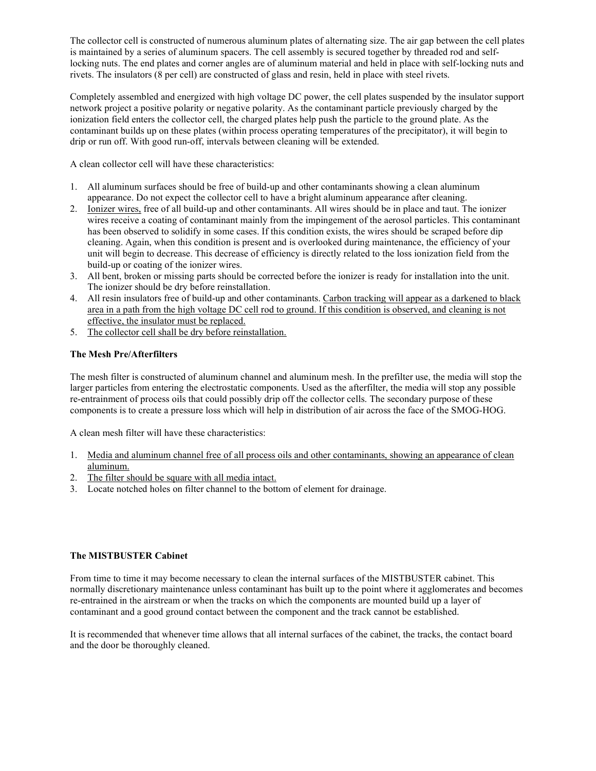The collector cell is constructed of numerous aluminum plates of alternating size. The air gap between the cell plates is maintained by a series of aluminum spacers. The cell assembly is secured together by threaded rod and self-locking nuts. The end plates and corner angles are of aluminum material and held in place with self-locking nuts and rivets. The insulators (8 per cell) are constructed of glass and resin, held in place with steel rivets.

Completely assembled and energized with high voltage DC power, the cell plates suspended by the insulator support network project a positive polarity or negative polarity. As the contaminant particle previously charged by the ionization field enters the collector cell, the charged plates help push the particle to the ground plate. As the contaminant builds up on these plates (within process operating temperatures of the precipitator), it will begin to drip or run off. With good run-off, intervals between cleaning will be extended.

A clean collector cell will have these characteristics:

1. All aluminum surfaces should be free of build-up and other contaminants showing a clean aluminum appearance. Do not expect the collector cell to have a bright aluminum appearance after cleaning.
2. Ionizer wires, free of all build-up and other contaminants. All wires should be in place and taut. The ionizer wires receive a coating of contaminant mainly from the impingement of the aerosol particles. This contaminant has been observed to solidify in some cases. If this condition exists, the wires should be scraped before dip cleaning. Again, when this condition is present and is overlooked during maintenance, the efficiency of your unit will begin to decrease. This decrease of efficiency is directly related to the loss ionization field from the build-up or coating of the ionizer wires.
3. All bent, broken or missing parts should be corrected before the ionizer is ready for installation into the unit. The ionizer should be dry before reinstallation.
4. All resin insulators free of build-up and other contaminants. Carbon tracking will appear as a darkened to black area in a path from the high voltage DC cell rod to ground. If this condition is observed, and cleaning is not effective, the insulator must be replaced.
5. The collector cell shall be dry before reinstallation.

**The Mesh Pre/Afterfilters**

The mesh filter is constructed of aluminum channel and aluminum mesh. In the prefilter use, the media will stop the larger particles from entering the electrostatic components. Used as the afterfilter, the media will stop any possible re-entrainment of process oils that could possibly drip off the collector cells. The secondary purpose of these components is to create a pressure loss which will help in distribution of air across the face of the SMOG-HOG.

A clean mesh filter will have these characteristics:

1. Media and aluminum channel free of all process oils and other contaminants, showing an appearance of clean aluminum.
2. The filter should be square with all media intact.
3. Locate notched holes on filter channel to the bottom of element for drainage.

**The MISTBUSTER Cabinet**

From time to time it may become necessary to clean the internal surfaces of the MISTBUSTER cabinet. This normally discretionary maintenance unless contaminant has built up to the point where it agglomerates and becomes re-entrained in the airstream or when the tracks on which the components are mounted build up a layer of contaminant and a good ground contact between the component and the track cannot be established.

It is recommended that whenever time allows that all internal surfaces of the cabinet, the tracks, the contact board and the door be thoroughly cleaned.